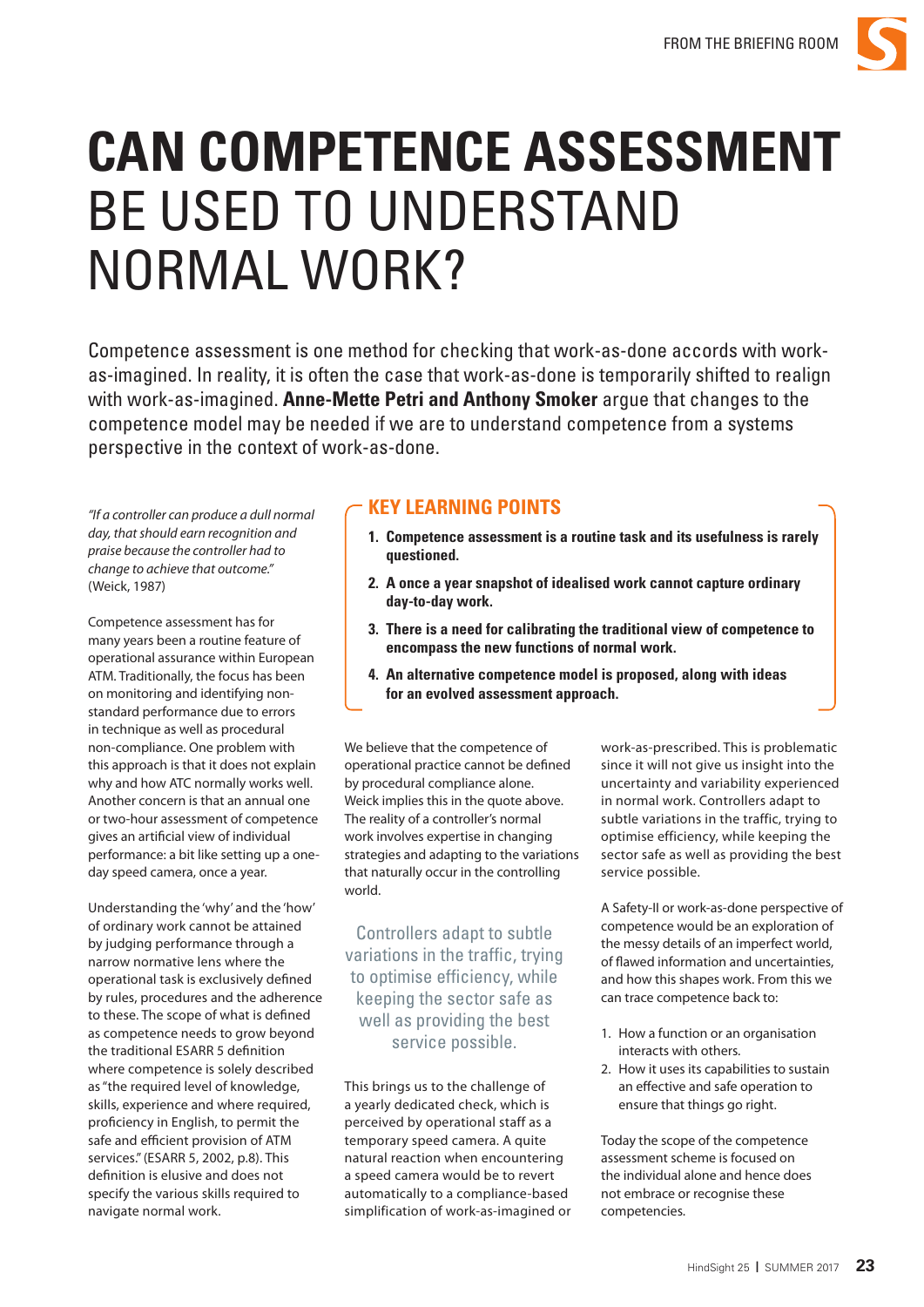# CAN COMPETENCE ASSESSMENT BE USED TO UNDERSTAND NORMAL WORK?

Competence assessment is one method for checking that work-as-done accords with work-as-imagined. In reality, it is often the case that work-as-done is temporarily shifted to realign with work-as-imagined. **Anne-Mette Petri and Anthony Smoker** argue that changes to the competence model may be needed if we are to understand competence from a systems perspective in the context of work-as-done.

## KEY LEARNING POINTS

1. **Competence assessment is a routine task and its usefulness is rarely questioned.**
2. **A once a year snapshot of idealised work cannot capture ordinary day-to-day work.**
3. **There is a need for calibrating the traditional view of competence to encompass the new functions of normal work.**
4. **An alternative competence model is proposed, along with ideas for an evolved assessment approach.**

*"If a controller can produce a dull normal day, that should earn recognition and praise because the controller had to change to achieve that outcome."* (Weick, 1987)

Competence assessment has for many years been a routine feature of operational assurance within European ATM. Traditionally, the focus has been on monitoring and identifying non-standard performance due to errors in technique as well as procedural non-compliance. One problem with this approach is that it does not explain why and how ATC normally works well. Another concern is that an annual one or two-hour assessment of competence gives an artificial view of individual performance: a bit like setting up a one-day speed camera, once a year.

Understanding the 'why' and the 'how' of ordinary work cannot be attained by judging performance through a narrow normative lens where the operational task is exclusively defined by rules, procedures and the adherence to these. The scope of what is defined as competence needs to grow beyond the traditional ESARR 5 definition where competence is solely described as "the required level of knowledge, skills, experience and where required, proficiency in English, to permit the safe and efficient provision of ATM services." (ESARR 5, 2002, p.8). This definition is elusive and does not specify the various skills required to navigate normal work.

We believe that the competence of operational practice cannot be defined by procedural compliance alone. Weick implies this in the quote above. The reality of a controller's normal work involves expertise in changing strategies and adapting to the variations that naturally occur in the controlling world.

> Controllers adapt to subtle variations in the traffic, trying to optimise efficiency, while keeping the sector safe as well as providing the best service possible.

This brings us to the challenge of a yearly dedicated check, which is perceived by operational staff as a temporary speed camera. A quite natural reaction when encountering a speed camera would be to revert automatically to a compliance-based simplification of work-as-imagined or work-as-prescribed. This is problematic since it will not give us insight into the uncertainty and variability experienced in normal work. Controllers adapt to subtle variations in the traffic, trying to optimise efficiency, while keeping the sector safe as well as providing the best service possible.

A Safety-II or work-as-done perspective of competence would be an exploration of the messy details of an imperfect world, of flawed information and uncertainties, and how this shapes work. From this we can trace competence back to:

1. How a function or an organisation interacts with others.
2. How it uses its capabilities to sustain an effective and safe operation to ensure that things go right.

Today the scope of the competence assessment scheme is focused on the individual alone and hence does not embrace or recognise these competencies.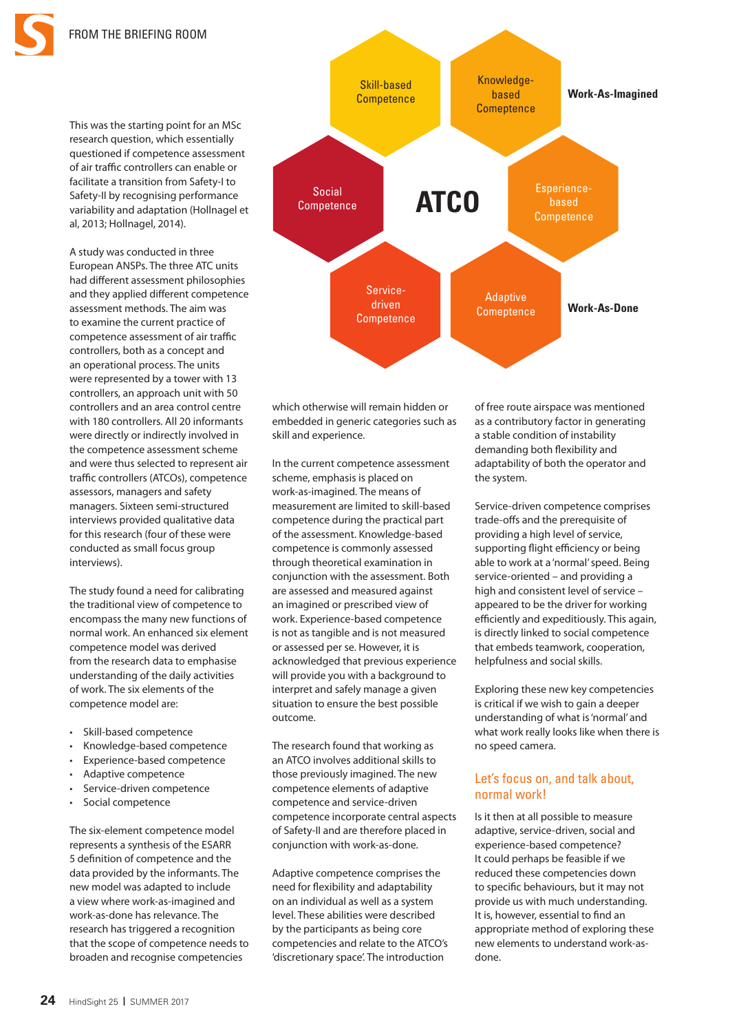This was the starting point for an MSc research question, which essentially questioned if competence assessment of air traffic controllers can enable or facilitate a transition from Safety-I to Safety-II by recognising performance variability and adaptation (Hollnagel et al, 2013; Hollnagel, 2014).

A study was conducted in three European ANSPs. The three ATC units had different assessment philosophies and they applied different competence assessment methods. The aim was to examine the current practice of competence assessment of air traffic controllers, both as a concept and an operational process. The units were represented by a tower with 13 controllers, an approach unit with 50 controllers and an area control centre with 180 controllers. All 20 informants were directly or indirectly involved in the competence assessment scheme and were thus selected to represent air traffic controllers (ATCOs), competence assessors, managers and safety managers. Sixteen semi-structured interviews provided qualitative data for this research (four of these were conducted as small focus group interviews).

The study found a need for calibrating the traditional view of competence to encompass the many new functions of normal work. An enhanced six element competence model was derived from the research data to emphasise understanding of the daily activities of work. The six elements of the competence model are:

- Skill-based competence
- Knowledge-based competence
- Experience-based competence
- Adaptive competence
- Service-driven competence
- Social competence

The six-element competence model represents a synthesis of the ESARR 5 definition of competence and the data provided by the informants. The new model was adapted to include a view where work-as-imagined and work-as-done has relevance. The research has triggered a recognition that the scope of competence needs to broaden and recognise competencies which otherwise will remain hidden or embedded in generic categories such as skill and experience.

In the current competence assessment scheme, emphasis is placed on work-as-imagined. The means of measurement are limited to skill-based competence during the practical part of the assessment. Knowledge-based competence is commonly assessed through theoretical examination in conjunction with the assessment. Both are assessed and measured against an imagined or prescribed view of work. Experience-based competence is not as tangible and is not measured or assessed per se. However, it is acknowledged that previous experience will provide you with a background to interpret and safely manage a given situation to ensure the best possible outcome.

The research found that working as an ATCO involves additional skills to those previously imagined. The new competence elements of adaptive competence and service-driven competence incorporate central aspects of Safety-II and are therefore placed in conjunction with work-as-done.

Adaptive competence comprises the need for flexibility and adaptability on an individual as well as a system level. These abilities were described by the participants as being core competencies and relate to the ATCO's 'discretionary space'. The introduction of free route airspace was mentioned as a contributory factor in generating a stable condition of instability demanding both flexibility and adaptability of both the operator and the system.

Service-driven competence comprises trade-offs and the prerequisite of providing a high level of service, supporting flight efficiency or being able to work at a 'normal' speed. Being service-oriented – and providing a high and consistent level of service – appeared to be the driver for working efficiently and expeditiously. This again, is directly linked to social competence that embeds teamwork, cooperation, helpfulness and social skills.

Exploring these new key competencies is critical if we wish to gain a deeper understanding of what is 'normal' and what work really looks like when there is no speed camera.

## Let's focus on, and talk about, normal work!

Is it then at all possible to measure adaptive, service-driven, social and experience-based competence? It could perhaps be feasible if we reduced these competencies down to specific behaviours, but it may not provide us with much understanding. It is, however, essential to find an appropriate method of exploring these new elements to understand work-as-done.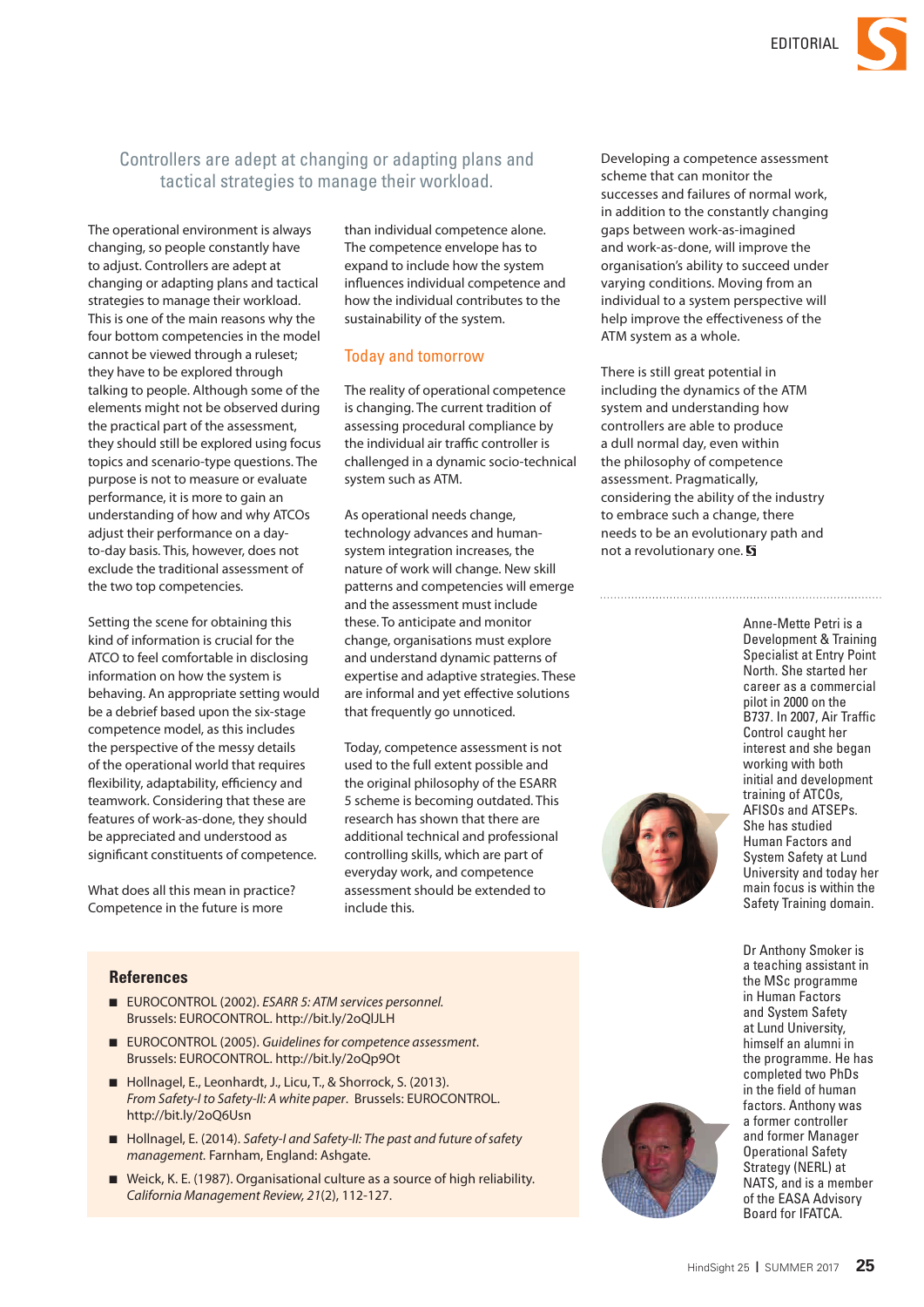Controllers are adept at changing or adapting plans and tactical strategies to manage their workload.

The operational environment is always changing, so people constantly have to adjust. Controllers are adept at changing or adapting plans and tactical strategies to manage their workload. This is one of the main reasons why the four bottom competencies in the model cannot be viewed through a ruleset; they have to be explored through talking to people. Although some of the elements might not be observed during the practical part of the assessment, they should still be explored using focus topics and scenario-type questions. The purpose is not to measure or evaluate performance, it is more to gain an understanding of how and why ATCOs adjust their performance on a day-to-day basis. This, however, does not exclude the traditional assessment of the two top competencies.

Setting the scene for obtaining this kind of information is crucial for the ATCO to feel comfortable in disclosing information on how the system is behaving. An appropriate setting would be a debrief based upon the six-stage competence model, as this includes the perspective of the messy details of the operational world that requires flexibility, adaptability, efficiency and teamwork. Considering that these are features of work-as-done, they should be appreciated and understood as significant constituents of competence.

What does all this mean in practice? Competence in the future is more than individual competence alone. The competence envelope has to expand to include how the system influences individual competence and how the individual contributes to the sustainability of the system.

## Today and tomorrow

The reality of operational competence is changing. The current tradition of assessing procedural compliance by the individual air traffic controller is challenged in a dynamic socio-technical system such as ATM.

As operational needs change, technology advances and human-system integration increases, the nature of work will change. New skill patterns and competencies will emerge and the assessment must include these. To anticipate and monitor change, organisations must explore and understand dynamic patterns of expertise and adaptive strategies. These are informal and yet effective solutions that frequently go unnoticed.

Today, competence assessment is not used to the full extent possible and the original philosophy of the ESARR 5 scheme is becoming outdated. This research has shown that there are additional technical and professional controlling skills, which are part of everyday work, and competence assessment should be extended to include this.

Developing a competence assessment scheme that can monitor the successes and failures of normal work, in addition to the constantly changing gaps between work-as-imagined and work-as-done, will improve the organisation's ability to succeed under varying conditions. Moving from an individual to a system perspective will help improve the effectiveness of the ATM system as a whole.

There is still great potential in including the dynamics of the ATM system and understanding how controllers are able to produce a dull normal day, even within the philosophy of competence assessment. Pragmatically, considering the ability of the industry to embrace such a change, there needs to be an evolutionary path and not a revolutionary one.

### References

- EUROCONTROL (2002). *ESARR 5: ATM services personnel.* Brussels: EUROCONTROL. http://bit.ly/2oQlJLH
- EUROCONTROL (2005). *Guidelines for competence assessment.* Brussels: EUROCONTROL. http://bit.ly/2oQp9Ot
- Hollnagel, E., Leonhardt, J., Licu, T., & Shorrock, S. (2013). *From Safety-I to Safety-II: A white paper.* Brussels: EUROCONTROL. http://bit.ly/2oQ6Usn
- Hollnagel, E. (2014). *Safety-I and Safety-II: The past and future of safety management.* Farnham, England: Ashgate.
- Weick, K. E. (1987). Organisational culture as a source of high reliability. *California Management Review, 21*(2), 112-127.

Anne-Mette Petri is a Development & Training Specialist at Entry Point North. She started her career as a commercial pilot in 2000 on the B737. In 2007, Air Traffic Control caught her interest and she began working with both initial and development training of ATCOs, AFISOs and ATSEPs. She has studied Human Factors and System Safety at Lund University and today her main focus is within the Safety Training domain.

Dr Anthony Smoker is a teaching assistant in the MSc programme in Human Factors and System Safety at Lund University, himself an alumni in the programme. He has completed two PhDs in the field of human factors. Anthony was a former controller and former Manager Operational Safety Strategy (NERL) at NATS, and is a member of the EASA Advisory Board for IFATCA.